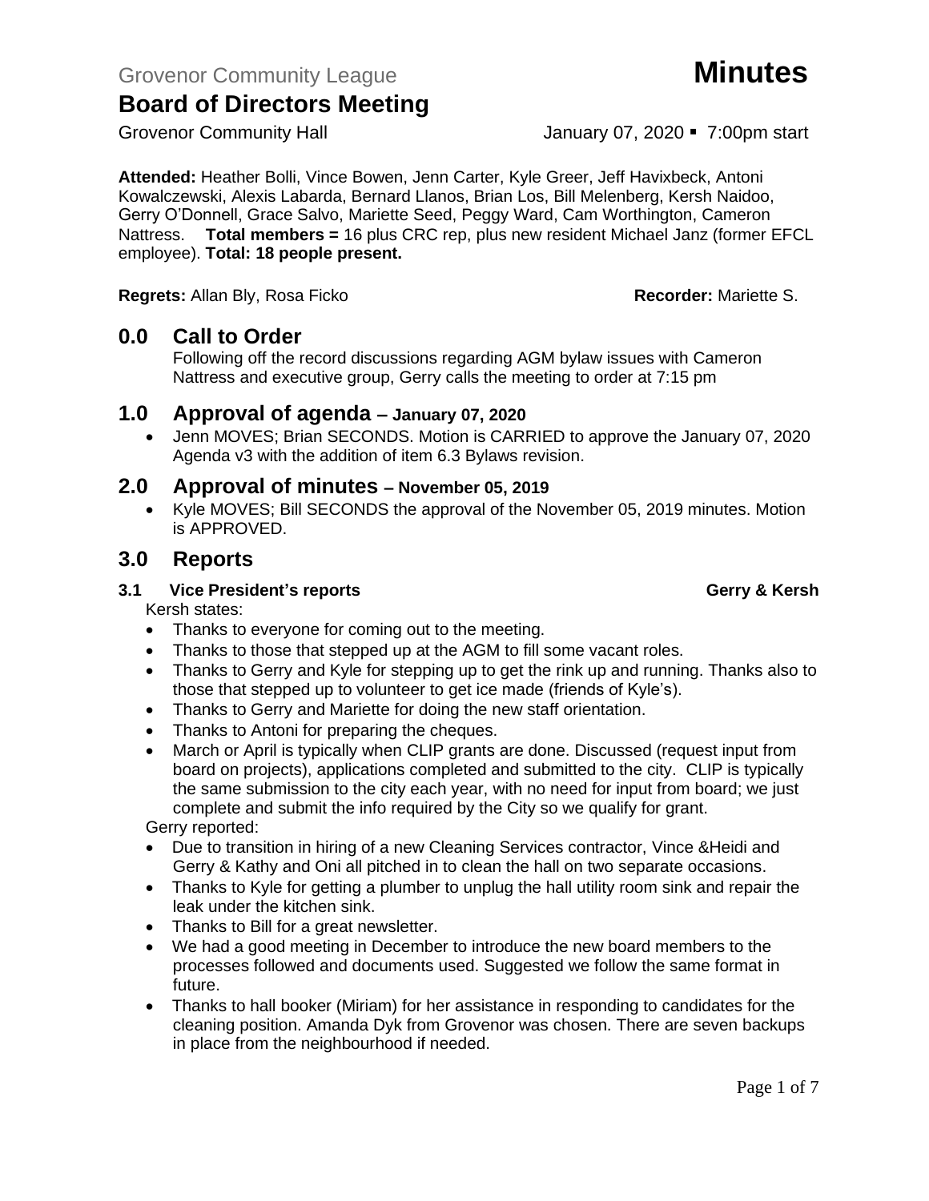Grovenor Community League **Minutes**

# Board of Directors Meeting

Grovenor Community Hall January 07, 2020 ▪ 7:00pm start

**Attended:** Heather Bolli, Vince Bowen, Jenn Carter, Kyle Greer, Jeff Havixbeck, Antoni Kowalczewski, Alexis Labarda, Bernard Llanos, Brian Los, Bill Melenberg, Kersh Naidoo, Gerry O'Donnell, Grace Salvo, Mariette Seed, Peggy Ward, Cam Worthington, Cameron Nattress. **Total members =** 16 plus CRC rep, plus new resident Michael Janz (former EFCL employee). **Total: 18 people present.**

**Regrets:** Allan Bly, Rosa Ficko **Recorder:** Mariette S.

## 0.0 Call to Order

Following off the record discussions regarding AGM bylaw issues with Cameron Nattress and executive group, Gerry calls the meeting to order at 7:15 pm

## 1.0 Approval of agenda – January 07, 2020

- Jenn MOVES; Brian SECONDS. Motion is CARRIED to approve the January 07, 2020 Agenda v3 with the addition of item 6.3 Bylaws revision.

## 2.0 Approval of minutes – November 05, 2019

- Kyle MOVES; Bill SECONDS the approval of the November 05, 2019 minutes. Motion is APPROVED.

## 3.0 Reports

### 3.1 Vice President's reports — Gerry & Kersh

Kersh states:

- Thanks to everyone for coming out to the meeting.
- Thanks to those that stepped up at the AGM to fill some vacant roles.
- Thanks to Gerry and Kyle for stepping up to get the rink up and running. Thanks also to those that stepped up to volunteer to get ice made (friends of Kyle's).
- Thanks to Gerry and Mariette for doing the new staff orientation.
- Thanks to Antoni for preparing the cheques.
- March or April is typically when CLIP grants are done. Discussed (request input from board on projects), applications completed and submitted to the city. CLIP is typically the same submission to the city each year, with no need for input from board; we just complete and submit the info required by the City so we qualify for grant.

Gerry reported:

- Due to transition in hiring of a new Cleaning Services contractor, Vince &Heidi and Gerry & Kathy and Oni all pitched in to clean the hall on two separate occasions.
- Thanks to Kyle for getting a plumber to unplug the hall utility room sink and repair the leak under the kitchen sink.
- Thanks to Bill for a great newsletter.
- We had a good meeting in December to introduce the new board members to the processes followed and documents used. Suggested we follow the same format in future.
- Thanks to hall booker (Miriam) for her assistance in responding to candidates for the cleaning position. Amanda Dyk from Grovenor was chosen. There are seven backups in place from the neighbourhood if needed.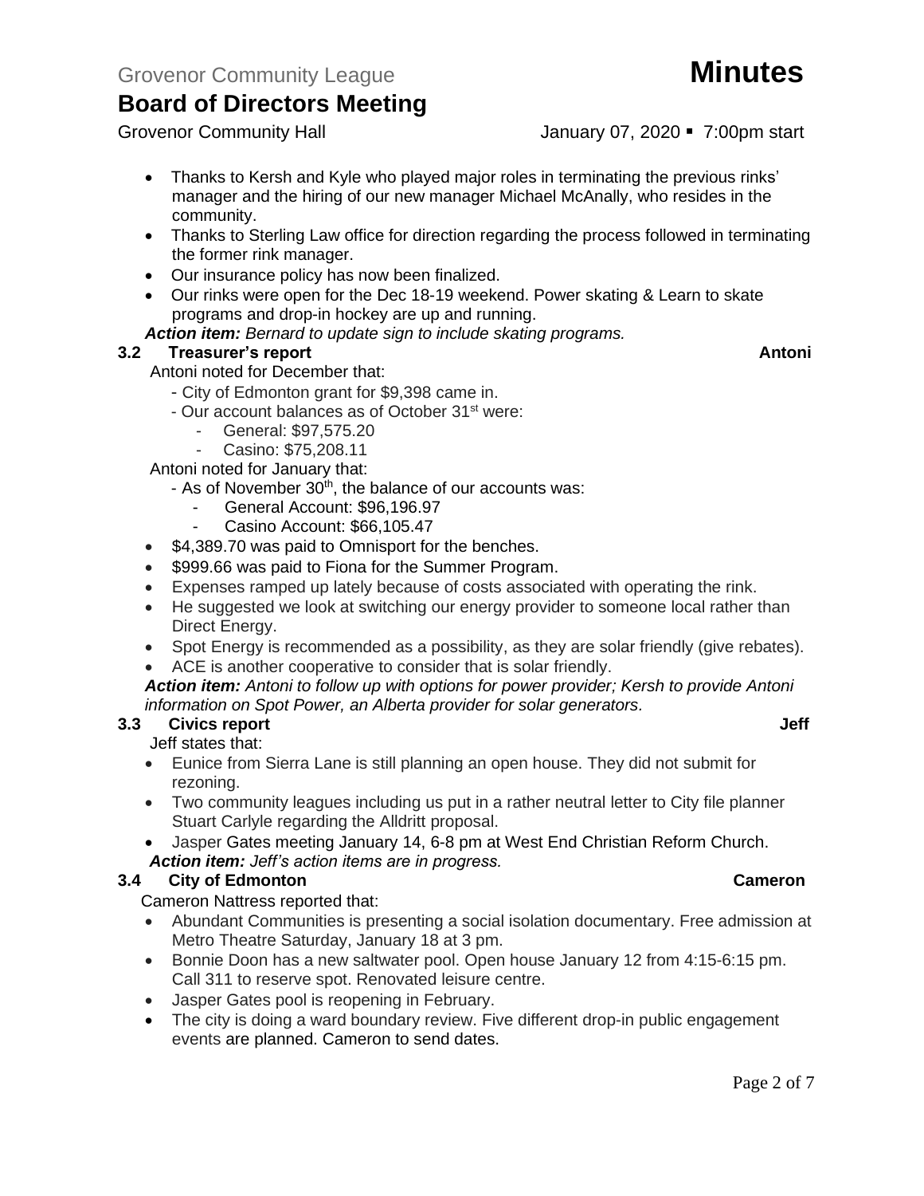- Thanks to Kersh and Kyle who played major roles in terminating the previous rinks' manager and the hiring of our new manager Michael McAnally, who resides in the community.
- Thanks to Sterling Law office for direction regarding the process followed in terminating the former rink manager.
- Our insurance policy has now been finalized.
- Our rinks were open for the Dec 18-19 weekend. Power skating & Learn to skate programs and drop-in hockey are up and running.

***Action item:** Bernard to update sign to include skating programs.*

### 3.2 Treasurer's report — Antoni

Antoni noted for December that:

- City of Edmonton grant for $9,398 came in.
- Our account balances as of October 31st were:
  - General: $97,575.20
  - Casino: $75,208.11

Antoni noted for January that:

- As of November 30th, the balance of our accounts was:
  - General Account: $96,196.97
  - Casino Account: $66,105.47

- $4,389.70 was paid to Omnisport for the benches.
- $999.66 was paid to Fiona for the Summer Program.
- Expenses ramped up lately because of costs associated with operating the rink.
- He suggested we look at switching our energy provider to someone local rather than Direct Energy.
- Spot Energy is recommended as a possibility, as they are solar friendly (give rebates).
- ACE is another cooperative to consider that is solar friendly.

***Action item:** Antoni to follow up with options for power provider; Kersh to provide Antoni information on Spot Power, an Alberta provider for solar generators.*

### 3.3 Civics report — Jeff

Jeff states that:

- Eunice from Sierra Lane is still planning an open house. They did not submit for rezoning.
- Two community leagues including us put in a rather neutral letter to City file planner Stuart Carlyle regarding the Alldritt proposal.
- Jasper Gates meeting January 14, 6-8 pm at West End Christian Reform Church.

***Action item:** Jeff's action items are in progress.*

### 3.4 City of Edmonton — Cameron

Cameron Nattress reported that:

- Abundant Communities is presenting a social isolation documentary. Free admission at Metro Theatre Saturday, January 18 at 3 pm.
- Bonnie Doon has a new saltwater pool. Open house January 12 from 4:15-6:15 pm. Call 311 to reserve spot. Renovated leisure centre.
- Jasper Gates pool is reopening in February.
- The city is doing a ward boundary review. Five different drop-in public engagement events are planned. Cameron to send dates.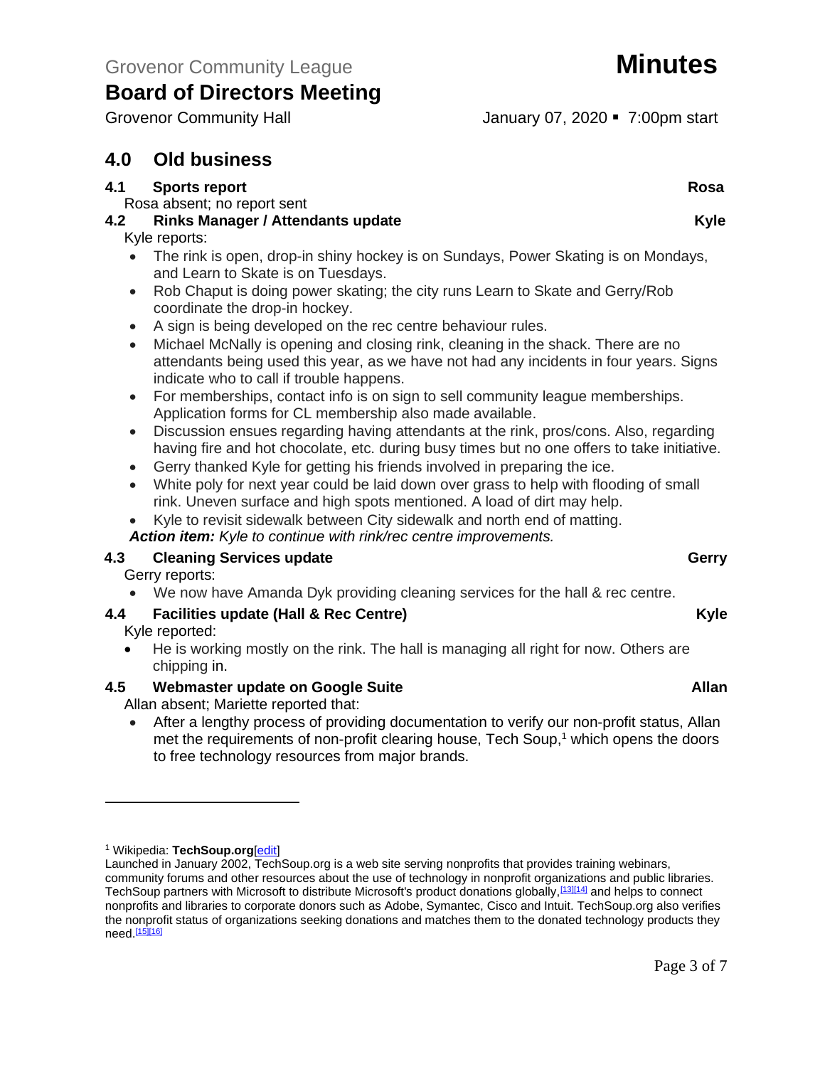Grovenor Community League

# Board of Directors Meeting

**Minutes**

Grovenor Community Hall

January 07, 2020 ▪ 7:00pm start

## 4.0 Old business

### 4.1 Sports report — Rosa

Rosa absent; no report sent

### 4.2 Rinks Manager / Attendants update — Kyle

Kyle reports:

- The rink is open, drop-in shiny hockey is on Sundays, Power Skating is on Mondays, and Learn to Skate is on Tuesdays.
- Rob Chaput is doing power skating; the city runs Learn to Skate and Gerry/Rob coordinate the drop-in hockey.
- A sign is being developed on the rec centre behaviour rules.
- Michael McNally is opening and closing rink, cleaning in the shack. There are no attendants being used this year, as we have not had any incidents in four years. Signs indicate who to call if trouble happens.
- For memberships, contact info is on sign to sell community league memberships. Application forms for CL membership also made available.
- Discussion ensues regarding having attendants at the rink, pros/cons. Also, regarding having fire and hot chocolate, etc. during busy times but no one offers to take initiative.
- Gerry thanked Kyle for getting his friends involved in preparing the ice.
- White poly for next year could be laid down over grass to help with flooding of small rink. Uneven surface and high spots mentioned. A load of dirt may help.
- Kyle to revisit sidewalk between City sidewalk and north end of matting.

***Action item:*** *Kyle to continue with rink/rec centre improvements.*

### 4.3 Cleaning Services update — Gerry

Gerry reports:

- We now have Amanda Dyk providing cleaning services for the hall & rec centre.

### 4.4 Facilities update (Hall & Rec Centre) — Kyle

Kyle reported:

- He is working mostly on the rink. The hall is managing all right for now. Others are chipping in.

### 4.5 Webmaster update on Google Suite — Allan

Allan absent; Mariette reported that:

- After a lengthy process of providing documentation to verify our non-profit status, Allan met the requirements of non-profit clearing house, Tech Soup,[1] which opens the doors to free technology resources from major brands.

---

[1] Wikipedia: **TechSoup.org**[edit]
Launched in January 2002, TechSoup.org is a web site serving nonprofits that provides training webinars, community forums and other resources about the use of technology in nonprofit organizations and public libraries. TechSoup partners with Microsoft to distribute Microsoft's product donations globally,[13][14] and helps to connect nonprofits and libraries to corporate donors such as Adobe, Symantec, Cisco and Intuit. TechSoup.org also verifies the nonprofit status of organizations seeking donations and matches them to the donated technology products they need.[15][16]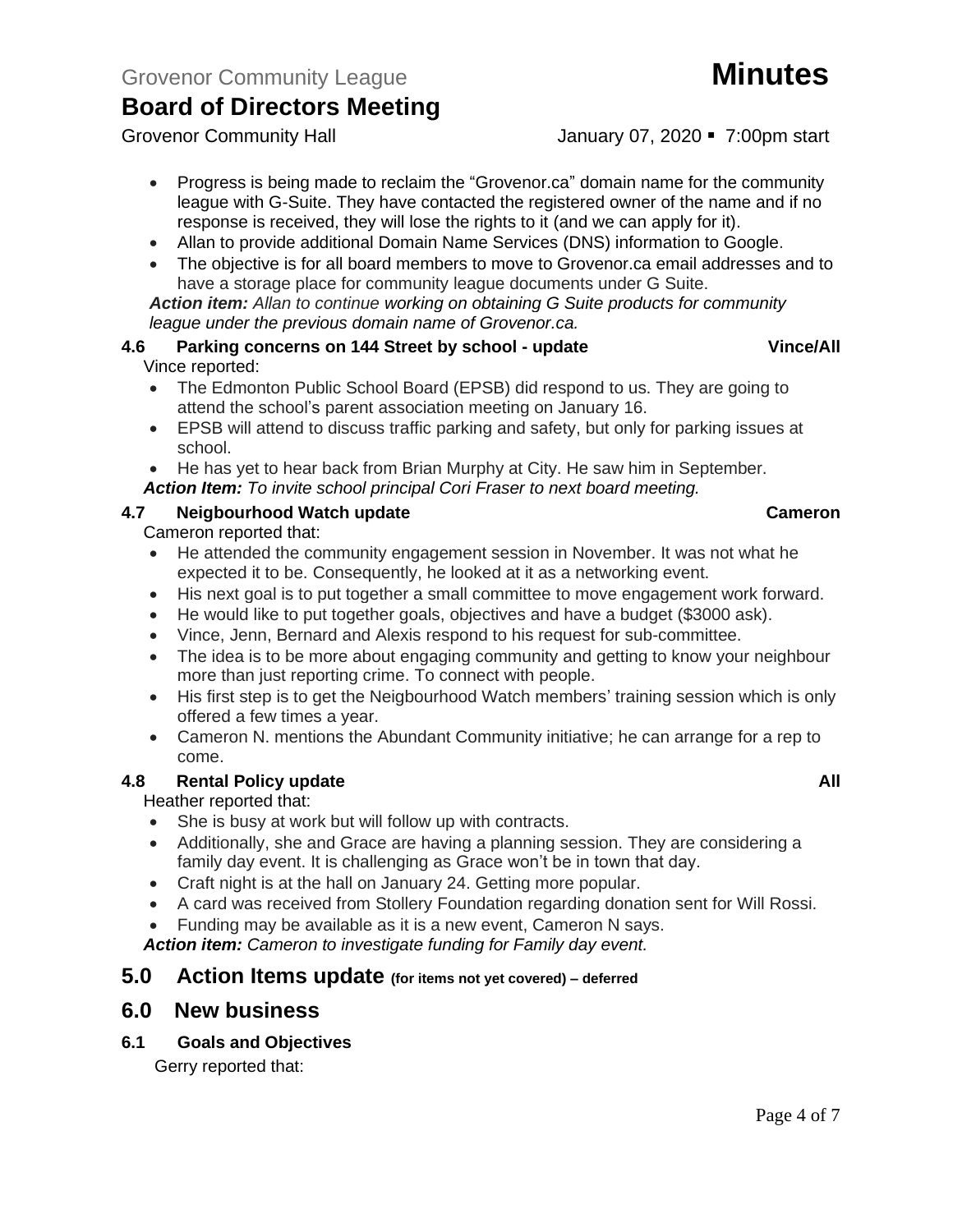- Progress is being made to reclaim the "Grovenor.ca" domain name for the community league with G-Suite. They have contacted the registered owner of the name and if no response is received, they will lose the rights to it (and we can apply for it).
- Allan to provide additional Domain Name Services (DNS) information to Google.
- The objective is for all board members to move to Grovenor.ca email addresses and to have a storage place for community league documents under G Suite.

***Action item:*** *Allan to continue working on obtaining G Suite products for community league under the previous domain name of Grovenor.ca.*

### 4.6 Parking concerns on 144 Street by school - update — Vince/All

Vince reported:

- The Edmonton Public School Board (EPSB) did respond to us. They are going to attend the school's parent association meeting on January 16.
- EPSB will attend to discuss traffic parking and safety, but only for parking issues at school.
- He has yet to hear back from Brian Murphy at City. He saw him in September.

***Action Item:*** *To invite school principal Cori Fraser to next board meeting.*

### 4.7 Neigbourhood Watch update — Cameron

Cameron reported that:

- He attended the community engagement session in November. It was not what he expected it to be. Consequently, he looked at it as a networking event.
- His next goal is to put together a small committee to move engagement work forward.
- He would like to put together goals, objectives and have a budget ($3000 ask).
- Vince, Jenn, Bernard and Alexis respond to his request for sub-committee.
- The idea is to be more about engaging community and getting to know your neighbour more than just reporting crime. To connect with people.
- His first step is to get the Neigbourhood Watch members' training session which is only offered a few times a year.
- Cameron N. mentions the Abundant Community initiative; he can arrange for a rep to come.

### 4.8 Rental Policy update — All

Heather reported that:

- She is busy at work but will follow up with contracts.
- Additionally, she and Grace are having a planning session. They are considering a family day event. It is challenging as Grace won't be in town that day.
- Craft night is at the hall on January 24. Getting more popular.
- A card was received from Stollery Foundation regarding donation sent for Will Rossi.
- Funding may be available as it is a new event, Cameron N says.

***Action item:*** *Cameron to investigate funding for Family day event.*

## 5.0 Action Items update (for items not yet covered) – deferred

## 6.0 New business

### 6.1 Goals and Objectives

Gerry reported that: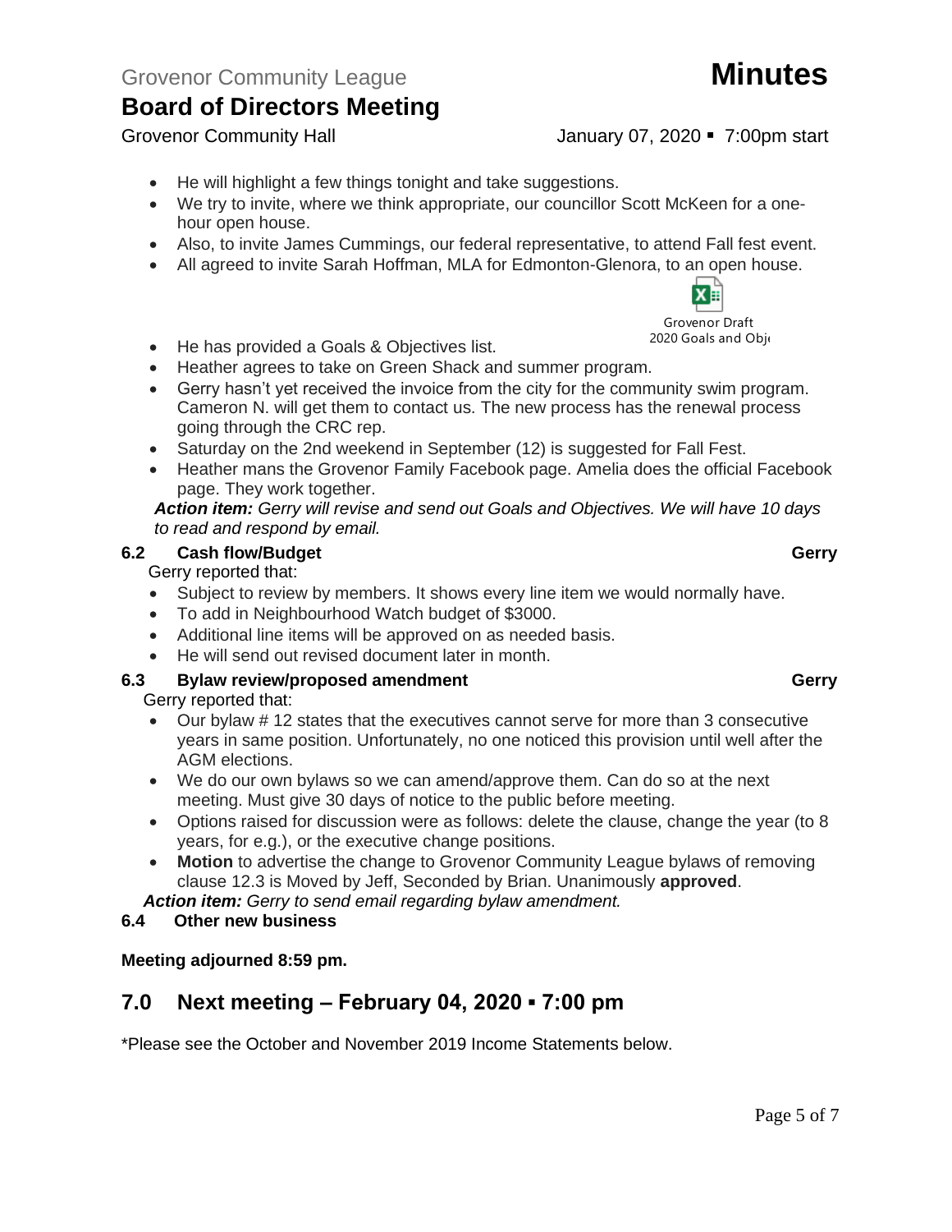- He will highlight a few things tonight and take suggestions.
- We try to invite, where we think appropriate, our councillor Scott McKeen for a one-hour open house.
- Also, to invite James Cummings, our federal representative, to attend Fall fest event.
- All agreed to invite Sarah Hoffman, MLA for Edmonton-Glenora, to an open house.

Grovenor Draft 2020 Goals and Obj

- He has provided a Goals & Objectives list.
- Heather agrees to take on Green Shack and summer program.
- Gerry hasn't yet received the invoice from the city for the community swim program. Cameron N. will get them to contact us. The new process has the renewal process going through the CRC rep.
- Saturday on the 2nd weekend in September (12) is suggested for Fall Fest.
- Heather mans the Grovenor Family Facebook page. Amelia does the official Facebook page. They work together.

***Action item:*** *Gerry will revise and send out Goals and Objectives. We will have 10 days to read and respond by email.*

### 6.2 Cash flow/Budget — Gerry

Gerry reported that:

- Subject to review by members. It shows every line item we would normally have.
- To add in Neighbourhood Watch budget of $3000.
- Additional line items will be approved on as needed basis.
- He will send out revised document later in month.

### 6.3 Bylaw review/proposed amendment — Gerry

Gerry reported that:

- Our bylaw # 12 states that the executives cannot serve for more than 3 consecutive years in same position. Unfortunately, no one noticed this provision until well after the AGM elections.
- We do our own bylaws so we can amend/approve them. Can do so at the next meeting. Must give 30 days of notice to the public before meeting.
- Options raised for discussion were as follows: delete the clause, change the year (to 8 years, for e.g.), or the executive change positions.
- **Motion** to advertise the change to Grovenor Community League bylaws of removing clause 12.3 is Moved by Jeff, Seconded by Brian. Unanimously **approved**.

***Action item:*** *Gerry to send email regarding bylaw amendment.*

### 6.4 Other new business

**Meeting adjourned 8:59 pm.**

## 7.0 Next meeting – February 04, 2020 ▪ 7:00 pm

*Please see the October and November 2019 Income Statements below.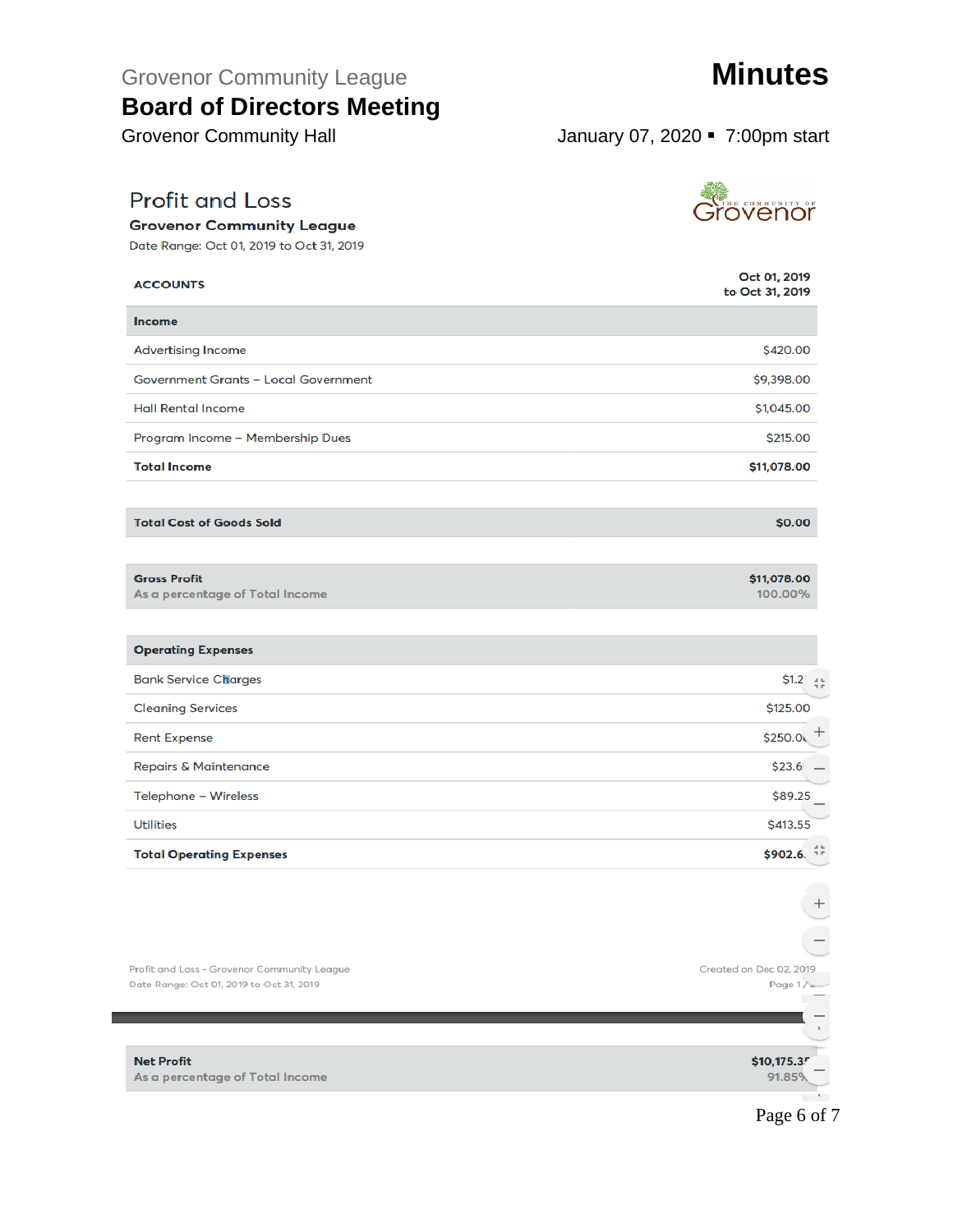Grovenor Community League

# Board of Directors Meeting

Grovenor Community Hall

# Minutes

January 07, 2020 ▪ 7:00pm start

## Profit and Loss

**Grovenor Community League**

Date Range: Oct 01, 2019 to Oct 31, 2019

| ACCOUNTS | Oct 01, 2019 to Oct 31, 2019 |
|---|---|
| **Income** | |
| Advertising Income | $420.00 |
| Government Grants – Local Government | $9,398.00 |
| Hall Rental Income | $1,045.00 |
| Program Income – Membership Dues | $215.00 |
| **Total Income** | **$11,078.00** |
| **Total Cost of Goods Sold** | **$0.00** |
| **Gross Profit** | **$11,078.00** |
| As a percentage of Total Income | 100.00% |
| **Operating Expenses** | |
| Bank Service Charges | $1.2 |
| Cleaning Services | $125.00 |
| Rent Expense | $250.0 |
| Repairs & Maintenance | $23.6 |
| Telephone – Wireless | $89.25 |
| Utilities | $413.55 |
| **Total Operating Expenses** | **$902.6** |
| **Net Profit** | **$10,175.3** |
| As a percentage of Total Income | 91.85% |

Profit and Loss - Grovenor Community League
Date Range: Oct 01, 2019 to Oct 31, 2019

Created on Dec 02, 2019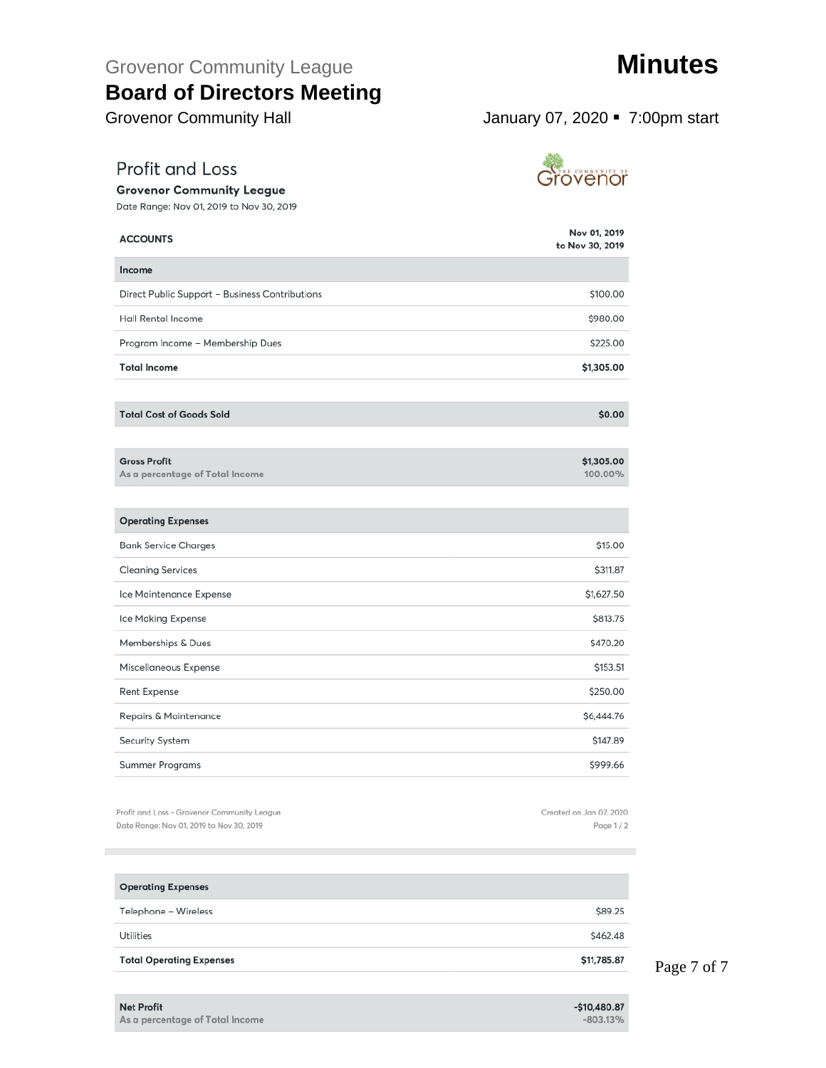Grovenor Community League

# Board of Directors Meeting

# Minutes

Grovenor Community Hall

January 07, 2020 ▪ 7:00pm start

## Profit and Loss

**Grovenor Community League**

Date Range: Nov 01, 2019 to Nov 30, 2019

| ACCOUNTS | Nov 01, 2019 to Nov 30, 2019 |
|---|---|
| **Income** | |
| Direct Public Support – Business Contributions | $100.00 |
| Hall Rental Income | $980.00 |
| Program Income – Membership Dues | $225.00 |
| **Total Income** | **$1,305.00** |
| **Total Cost of Goods Sold** | **$0.00** |
| **Gross Profit** | **$1,305.00** |
| As a percentage of Total Income | 100.00% |
| **Operating Expenses** | |
| Bank Service Charges | $15.00 |
| Cleaning Services | $311.87 |
| Ice Maintenance Expense | $1,627.50 |
| Ice Making Expense | $813.75 |
| Memberships & Dues | $470.20 |
| Miscellaneous Expense | $153.51 |
| Rent Expense | $250.00 |
| Repairs & Maintenance | $6,444.76 |
| Security System | $147.89 |
| Summer Programs | $999.66 |
| Telephone – Wireless | $89.25 |
| Utilities | $462.48 |
| **Total Operating Expenses** | **$11,785.87** |
| **Net Profit** | **-$10,480.87** |
| As a percentage of Total Income | -803.13% |

Profit and Loss - Grovenor Community League
Date Range: Nov 01, 2019 to Nov 30, 2019

Created on Jan 07, 2020